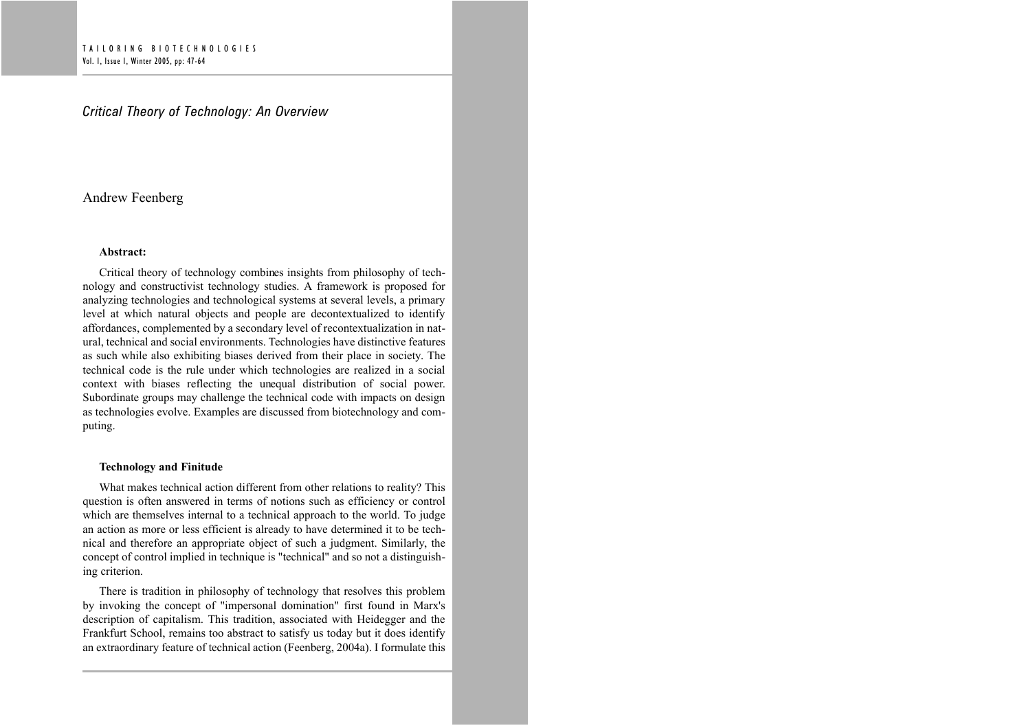# Critical Theory of Technology: An Overview

Andrew Feenberg

**Abstract:**

Critical theory of technology combines insights from philosophy of technology and constructivist technology studies. A framework is proposed for analyzing technologies and technological systems at several levels, a primary level at which natural objects and people are decontextualized to identify affordances, complemented by a secondary level of recontextualization in natural, technical and social environments. Technologies have distinctive features as such while also exhibiting biases derived from their place in society. The technical code is the rule under which technologies are realized in a social context with biases reflecting the unequal distribution of social power. Subordinate groups may challenge the technical code with impacts on design as technologies evolve. Examples are discussed from biotechnology and computing.

## Technology and Finitude

What makes technical action different from other relations to reality? This question is often answered in terms of notions such as efficiency or control which are themselves internal to a technical approach to the world. To judge an action as more or less efficient is already to have determined it to be technical and therefore an appropriate object of such a judgment. Similarly, the concept of control implied in technique is "technical" and so not a distinguishing criterion.

There is tradition in philosophy of technology that resolves this problem by invoking the concept of "impersonal domination" first found in Marx's description of capitalism. This tradition, associated with Heidegger and the Frankfurt School, remains too abstract to satisfy us today but it does identify an extraordinary feature of technical action (Feenberg, 2004a). I formulate this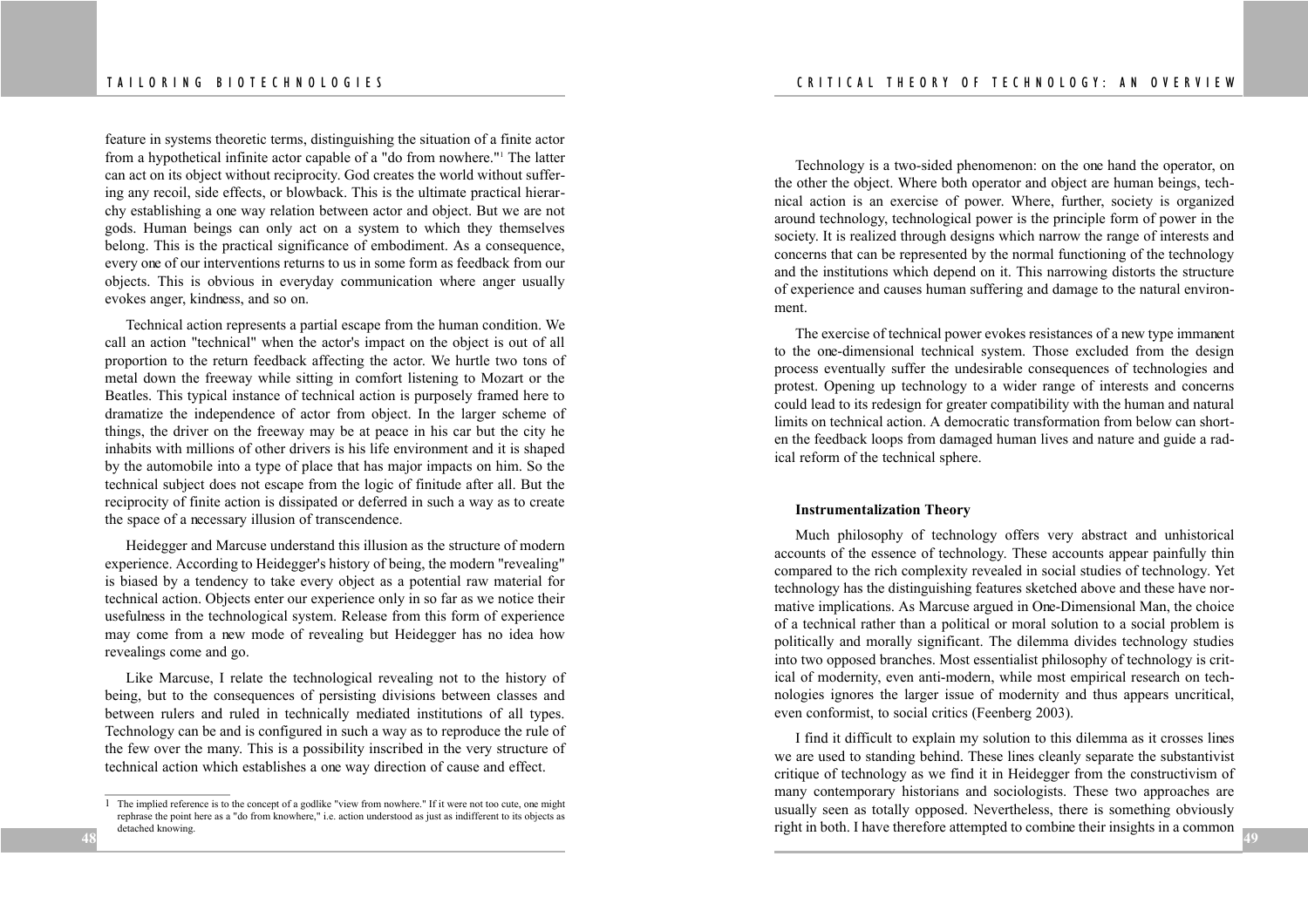feature in systems theoretic terms, distinguishing the situation of a finite actor from a hypothetical infinite actor capable of a "do from nowhere."[1] The latter can act on its object without reciprocity. God creates the world without suffering any recoil, side effects, or blowback. This is the ultimate practical hierarchy establishing a one way relation between actor and object. But we are not gods. Human beings can only act on a system to which they themselves belong. This is the practical significance of embodiment. As a consequence, every one of our interventions returns to us in some form as feedback from our objects. This is obvious in everyday communication where anger usually evokes anger, kindness, and so on.

Technical action represents a partial escape from the human condition. We call an action "technical" when the actor's impact on the object is out of all proportion to the return feedback affecting the actor. We hurtle two tons of metal down the freeway while sitting in comfort listening to Mozart or the Beatles. This typical instance of technical action is purposely framed here to dramatize the independence of actor from object. In the larger scheme of things, the driver on the freeway may be at peace in his car but the city he inhabits with millions of other drivers is his life environment and it is shaped by the automobile into a type of place that has major impacts on him. So the technical subject does not escape from the logic of finitude after all. But the reciprocity of finite action is dissipated or deferred in such a way as to create the space of a necessary illusion of transcendence.

Heidegger and Marcuse understand this illusion as the structure of modern experience. According to Heidegger's history of being, the modern "revealing" is biased by a tendency to take every object as a potential raw material for technical action. Objects enter our experience only in so far as we notice their usefulness in the technological system. Release from this form of experience may come from a new mode of revealing but Heidegger has no idea how revealings come and go.

Like Marcuse, I relate the technological revealing not to the history of being, but to the consequences of persisting divisions between classes and between rulers and ruled in technically mediated institutions of all types. Technology can be and is configured in such a way as to reproduce the rule of the few over the many. This is a possibility inscribed in the very structure of technical action which establishes a one way direction of cause and effect.

[1] The implied reference is to the concept of a godlike "view from nowhere." If it were not too cute, one might rephrase the point here as a "do from knowhere," i.e. action understood as just as indifferent to its objects as detached knowing.

Technology is a two-sided phenomenon: on the one hand the operator, on the other the object. Where both operator and object are human beings, technical action is an exercise of power. Where, further, society is organized around technology, technological power is the principle form of power in the society. It is realized through designs which narrow the range of interests and concerns that can be represented by the normal functioning of the technology and the institutions which depend on it. This narrowing distorts the structure of experience and causes human suffering and damage to the natural environment.

The exercise of technical power evokes resistances of a new type immanent to the one-dimensional technical system. Those excluded from the design process eventually suffer the undesirable consequences of technologies and protest. Opening up technology to a wider range of interests and concerns could lead to its redesign for greater compatibility with the human and natural limits on technical action. A democratic transformation from below can shorten the feedback loops from damaged human lives and nature and guide a radical reform of the technical sphere.

### Instrumentalization Theory

Much philosophy of technology offers very abstract and unhistorical accounts of the essence of technology. These accounts appear painfully thin compared to the rich complexity revealed in social studies of technology. Yet technology has the distinguishing features sketched above and these have normative implications. As Marcuse argued in One-Dimensional Man, the choice of a technical rather than a political or moral solution to a social problem is politically and morally significant. The dilemma divides technology studies into two opposed branches. Most essentialist philosophy of technology is critical of modernity, even anti-modern, while most empirical research on technologies ignores the larger issue of modernity and thus appears uncritical, even conformist, to social critics (Feenberg 2003).

I find it difficult to explain my solution to this dilemma as it crosses lines we are used to standing behind. These lines cleanly separate the substantivist critique of technology as we find it in Heidegger from the constructivism of many contemporary historians and sociologists. These two approaches are usually seen as totally opposed. Nevertheless, there is something obviously right in both. I have therefore attempted to combine their insights in a common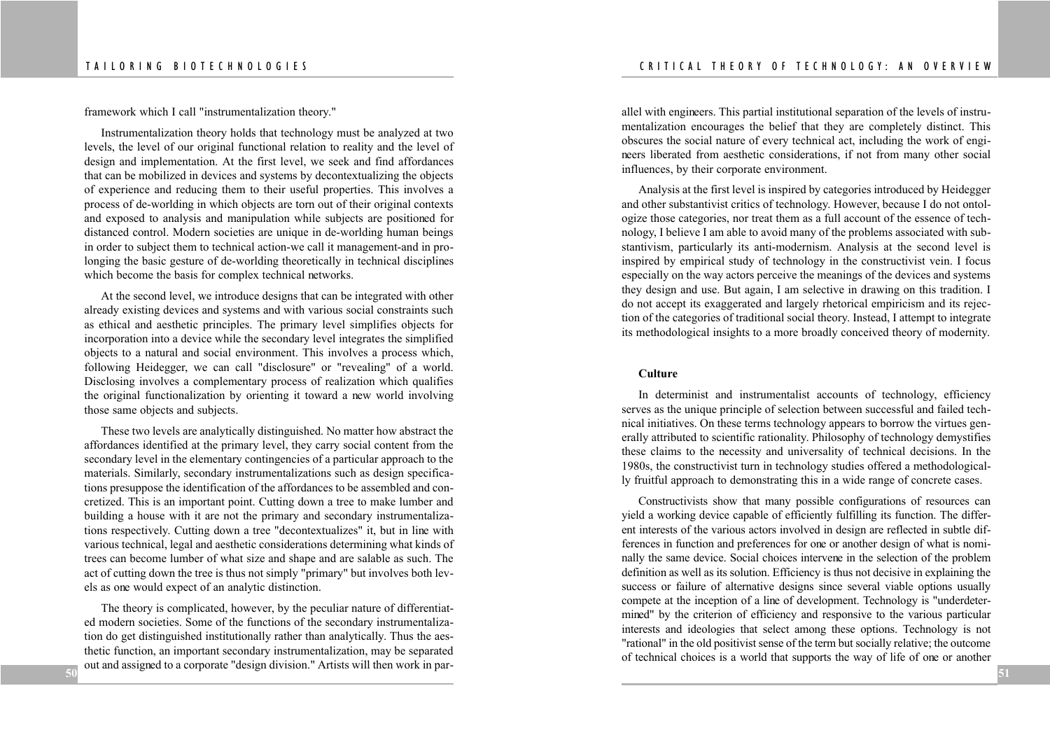framework which I call "instrumentalization theory."

Instrumentalization theory holds that technology must be analyzed at two levels, the level of our original functional relation to reality and the level of design and implementation. At the first level, we seek and find affordances that can be mobilized in devices and systems by decontextualizing the objects of experience and reducing them to their useful properties. This involves a process of de-worlding in which objects are torn out of their original contexts and exposed to analysis and manipulation while subjects are positioned for distanced control. Modern societies are unique in de-worlding human beings in order to subject them to technical action-we call it management-and in prolonging the basic gesture of de-worlding theoretically in technical disciplines which become the basis for complex technical networks.

At the second level, we introduce designs that can be integrated with other already existing devices and systems and with various social constraints such as ethical and aesthetic principles. The primary level simplifies objects for incorporation into a device while the secondary level integrates the simplified objects to a natural and social environment. This involves a process which, following Heidegger, we can call "disclosure" or "revealing" of a world. Disclosing involves a complementary process of realization which qualifies the original functionalization by orienting it toward a new world involving those same objects and subjects.

These two levels are analytically distinguished. No matter how abstract the affordances identified at the primary level, they carry social content from the secondary level in the elementary contingencies of a particular approach to the materials. Similarly, secondary instrumentalizations such as design specifications presuppose the identification of the affordances to be assembled and concretized. This is an important point. Cutting down a tree to make lumber and building a house with it are not the primary and secondary instrumentalizations respectively. Cutting down a tree "decontextualizes" it, but in line with various technical, legal and aesthetic considerations determining what kinds of trees can become lumber of what size and shape and are salable as such. The act of cutting down the tree is thus not simply "primary" but involves both levels as one would expect of an analytic distinction.

The theory is complicated, however, by the peculiar nature of differentiated modern societies. Some of the functions of the secondary instrumentalization do get distinguished institutionally rather than analytically. Thus the aesthetic function, an important secondary instrumentalization, may be separated out and assigned to a corporate "design division." Artists will then work in parallel with engineers. This partial institutional separation of the levels of instrumentalization encourages the belief that they are completely distinct. This obscures the social nature of every technical act, including the work of engineers liberated from aesthetic considerations, if not from many other social influences, by their corporate environment.

Analysis at the first level is inspired by categories introduced by Heidegger and other substantivist critics of technology. However, because I do not ontologize those categories, nor treat them as a full account of the essence of technology, I believe I am able to avoid many of the problems associated with substantivism, particularly its anti-modernism. Analysis at the second level is inspired by empirical study of technology in the constructivist vein. I focus especially on the way actors perceive the meanings of the devices and systems they design and use. But again, I am selective in drawing on this tradition. I do not accept its exaggerated and largely rhetorical empiricism and its rejection of the categories of traditional social theory. Instead, I attempt to integrate its methodological insights to a more broadly conceived theory of modernity.

**Culture**

In determinist and instrumentalist accounts of technology, efficiency serves as the unique principle of selection between successful and failed technical initiatives. On these terms technology appears to borrow the virtues generally attributed to scientific rationality. Philosophy of technology demystifies these claims to the necessity and universality of technical decisions. In the 1980s, the constructivist turn in technology studies offered a methodologically fruitful approach to demonstrating this in a wide range of concrete cases.

Constructivists show that many possible configurations of resources can yield a working device capable of efficiently fulfilling its function. The different interests of the various actors involved in design are reflected in subtle differences in function and preferences for one or another design of what is nominally the same device. Social choices intervene in the selection of the problem definition as well as its solution. Efficiency is thus not decisive in explaining the success or failure of alternative designs since several viable options usually compete at the inception of a line of development. Technology is "underdetermined" by the criterion of efficiency and responsive to the various particular interests and ideologies that select among these options. Technology is not "rational" in the old positivist sense of the term but socially relative; the outcome of technical choices is a world that supports the way of life of one or another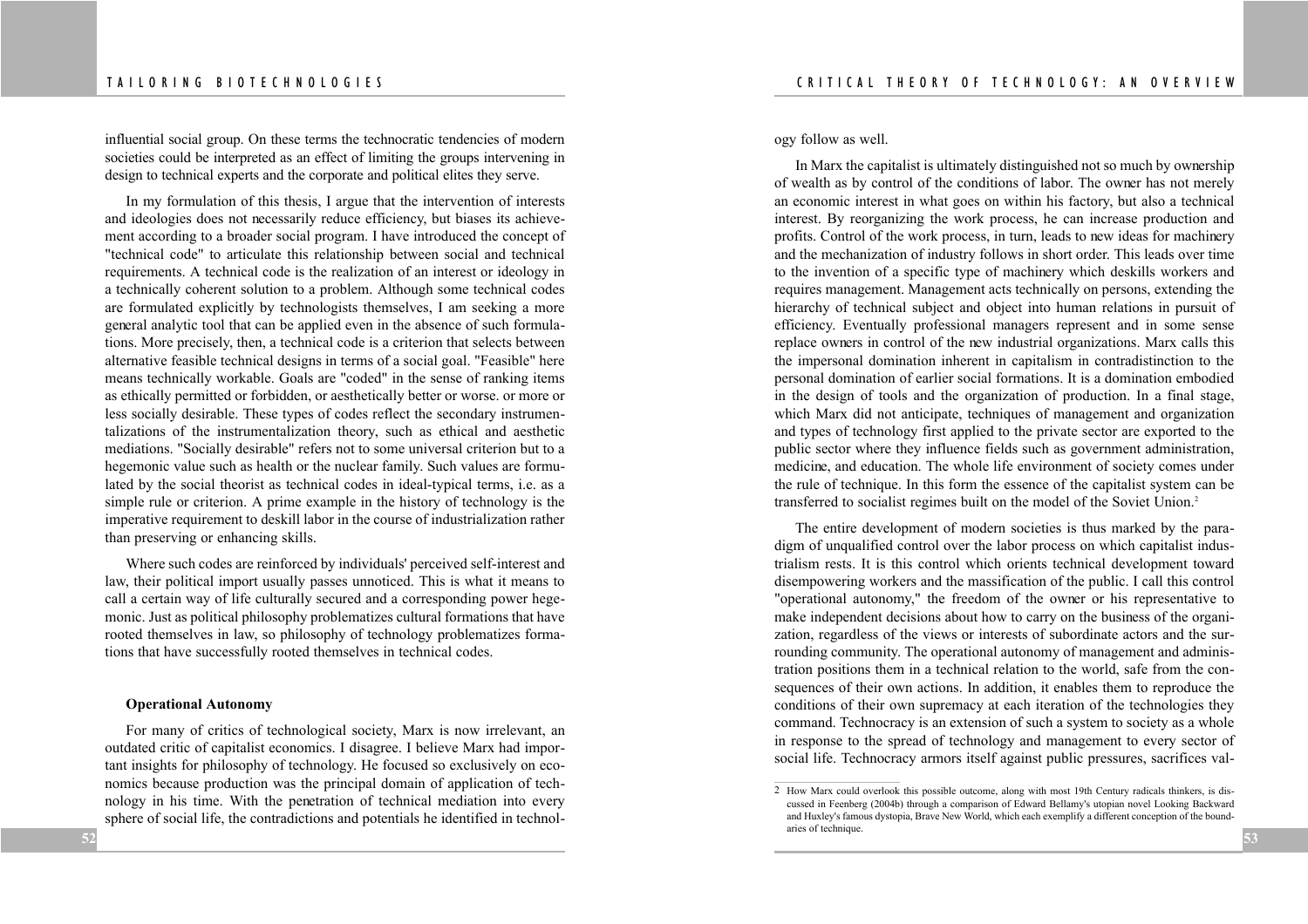influential social group. On these terms the technocratic tendencies of modern societies could be interpreted as an effect of limiting the groups intervening in design to technical experts and the corporate and political elites they serve.

In my formulation of this thesis, I argue that the intervention of interests and ideologies does not necessarily reduce efficiency, but biases its achievement according to a broader social program. I have introduced the concept of "technical code" to articulate this relationship between social and technical requirements. A technical code is the realization of an interest or ideology in a technically coherent solution to a problem. Although some technical codes are formulated explicitly by technologists themselves, I am seeking a more general analytic tool that can be applied even in the absence of such formulations. More precisely, then, a technical code is a criterion that selects between alternative feasible technical designs in terms of a social goal. "Feasible" here means technically workable. Goals are "coded" in the sense of ranking items as ethically permitted or forbidden, or aesthetically better or worse. or more or less socially desirable. These types of codes reflect the secondary instrumentalizations of the instrumentalization theory, such as ethical and aesthetic mediations. "Socially desirable" refers not to some universal criterion but to a hegemonic value such as health or the nuclear family. Such values are formulated by the social theorist as technical codes in ideal-typical terms, i.e. as a simple rule or criterion. A prime example in the history of technology is the imperative requirement to deskill labor in the course of industrialization rather than preserving or enhancing skills.

Where such codes are reinforced by individuals' perceived self-interest and law, their political import usually passes unnoticed. This is what it means to call a certain way of life culturally secured and a corresponding power hegemonic. Just as political philosophy problematizes cultural formations that have rooted themselves in law, so philosophy of technology problematizes formations that have successfully rooted themselves in technical codes.

### Operational Autonomy

For many of critics of technological society, Marx is now irrelevant, an outdated critic of capitalist economics. I disagree. I believe Marx had important insights for philosophy of technology. He focused so exclusively on economics because production was the principal domain of application of technology in his time. With the penetration of technical mediation into every sphere of social life, the contradictions and potentials he identified in technology follow as well.

In Marx the capitalist is ultimately distinguished not so much by ownership of wealth as by control of the conditions of labor. The owner has not merely an economic interest in what goes on within his factory, but also a technical interest. By reorganizing the work process, he can increase production and profits. Control of the work process, in turn, leads to new ideas for machinery and the mechanization of industry follows in short order. This leads over time to the invention of a specific type of machinery which deskills workers and requires management. Management acts technically on persons, extending the hierarchy of technical subject and object into human relations in pursuit of efficiency. Eventually professional managers represent and in some sense replace owners in control of the new industrial organizations. Marx calls this the impersonal domination inherent in capitalism in contradistinction to the personal domination of earlier social formations. It is a domination embodied in the design of tools and the organization of production. In a final stage, which Marx did not anticipate, techniques of management and organization and types of technology first applied to the private sector are exported to the public sector where they influence fields such as government administration, medicine, and education. The whole life environment of society comes under the rule of technique. In this form the essence of the capitalist system can be transferred to socialist regimes built on the model of the Soviet Union.[2]

The entire development of modern societies is thus marked by the paradigm of unqualified control over the labor process on which capitalist industrialism rests. It is this control which orients technical development toward disempowering workers and the massification of the public. I call this control "operational autonomy," the freedom of the owner or his representative to make independent decisions about how to carry on the business of the organization, regardless of the views or interests of subordinate actors and the surrounding community. The operational autonomy of management and administration positions them in a technical relation to the world, safe from the consequences of their own actions. In addition, it enables them to reproduce the conditions of their own supremacy at each iteration of the technologies they command. Technocracy is an extension of such a system to society as a whole in response to the spread of technology and management to every sector of social life. Technocracy armors itself against public pressures, sacrifices val-

---

2 How Marx could overlook this possible outcome, along with most 19th Century radicals thinkers, is discussed in Feenberg (2004b) through a comparison of Edward Bellamy's utopian novel Looking Backward and Huxley's famous dystopia, Brave New World, which each exemplify a different conception of the boundaries of technique.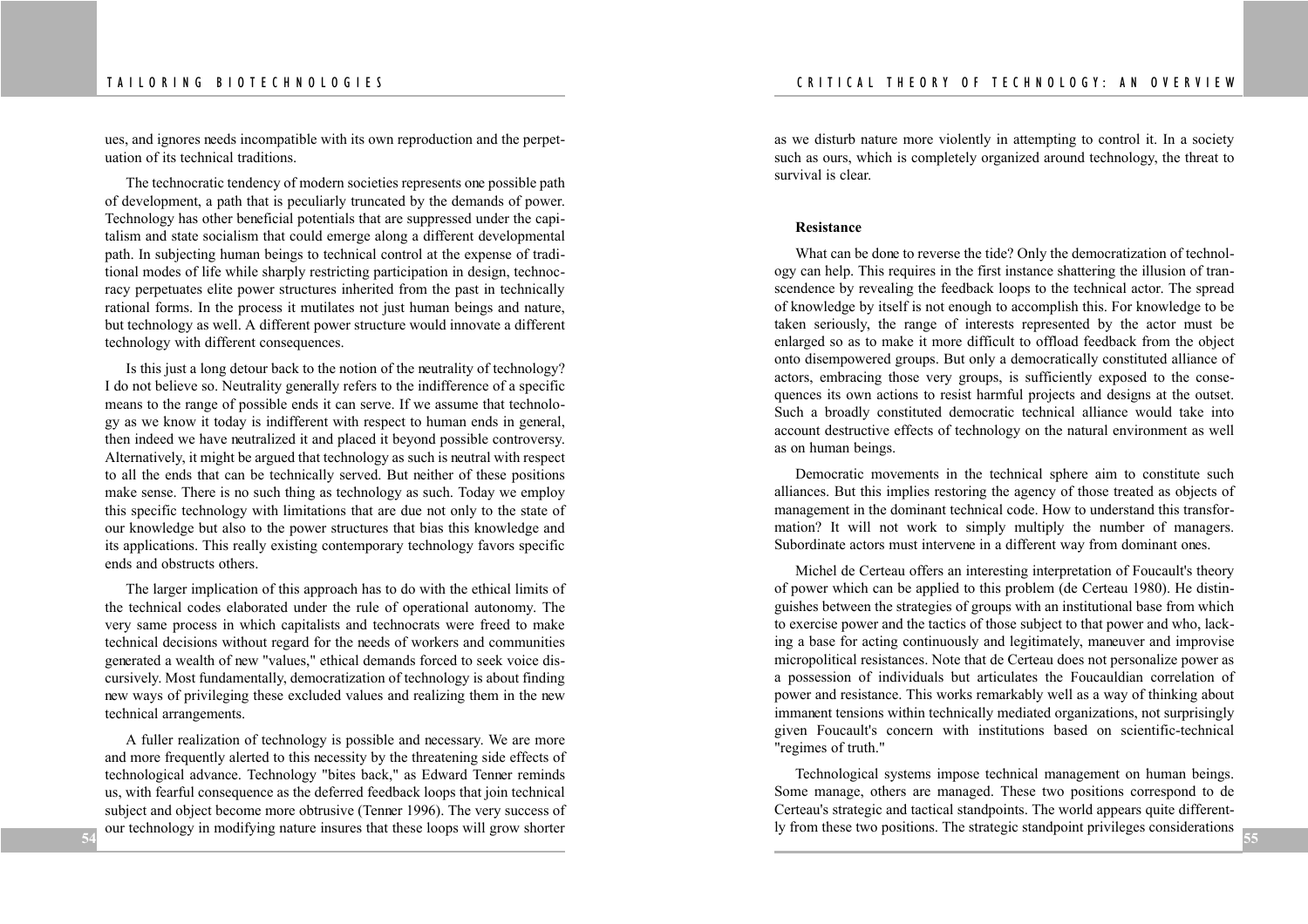ues, and ignores needs incompatible with its own reproduction and the perpetuation of its technical traditions.

The technocratic tendency of modern societies represents one possible path of development, a path that is peculiarly truncated by the demands of power. Technology has other beneficial potentials that are suppressed under the capitalism and state socialism that could emerge along a different developmental path. In subjecting human beings to technical control at the expense of traditional modes of life while sharply restricting participation in design, technocracy perpetuates elite power structures inherited from the past in technically rational forms. In the process it mutilates not just human beings and nature, but technology as well. A different power structure would innovate a different technology with different consequences.

Is this just a long detour back to the notion of the neutrality of technology? I do not believe so. Neutrality generally refers to the indifference of a specific means to the range of possible ends it can serve. If we assume that technology as we know it today is indifferent with respect to human ends in general, then indeed we have neutralized it and placed it beyond possible controversy. Alternatively, it might be argued that technology as such is neutral with respect to all the ends that can be technically served. But neither of these positions make sense. There is no such thing as technology as such. Today we employ this specific technology with limitations that are due not only to the state of our knowledge but also to the power structures that bias this knowledge and its applications. This really existing contemporary technology favors specific ends and obstructs others.

The larger implication of this approach has to do with the ethical limits of the technical codes elaborated under the rule of operational autonomy. The very same process in which capitalists and technocrats were freed to make technical decisions without regard for the needs of workers and communities generated a wealth of new "values," ethical demands forced to seek voice discursively. Most fundamentally, democratization of technology is about finding new ways of privileging these excluded values and realizing them in the new technical arrangements.

A fuller realization of technology is possible and necessary. We are more and more frequently alerted to this necessity by the threatening side effects of technological advance. Technology "bites back," as Edward Tenner reminds us, with fearful consequence as the deferred feedback loops that join technical subject and object become more obtrusive (Tenner 1996). The very success of our technology in modifying nature insures that these loops will grow shorter as we disturb nature more violently in attempting to control it. In a society such as ours, which is completely organized around technology, the threat to survival is clear.

**Resistance**

What can be done to reverse the tide? Only the democratization of technology can help. This requires in the first instance shattering the illusion of transcendence by revealing the feedback loops to the technical actor. The spread of knowledge by itself is not enough to accomplish this. For knowledge to be taken seriously, the range of interests represented by the actor must be enlarged so as to make it more difficult to offload feedback from the object onto disempowered groups. But only a democratically constituted alliance of actors, embracing those very groups, is sufficiently exposed to the consequences its own actions to resist harmful projects and designs at the outset. Such a broadly constituted democratic technical alliance would take into account destructive effects of technology on the natural environment as well as on human beings.

Democratic movements in the technical sphere aim to constitute such alliances. But this implies restoring the agency of those treated as objects of management in the dominant technical code. How to understand this transformation? It will not work to simply multiply the number of managers. Subordinate actors must intervene in a different way from dominant ones.

Michel de Certeau offers an interesting interpretation of Foucault's theory of power which can be applied to this problem (de Certeau 1980). He distinguishes between the strategies of groups with an institutional base from which to exercise power and the tactics of those subject to that power and who, lacking a base for acting continuously and legitimately, maneuver and improvise micropolitical resistances. Note that de Certeau does not personalize power as a possession of individuals but articulates the Foucauldian correlation of power and resistance. This works remarkably well as a way of thinking about immanent tensions within technically mediated organizations, not surprisingly given Foucault's concern with institutions based on scientific-technical "regimes of truth."

Technological systems impose technical management on human beings. Some manage, others are managed. These two positions correspond to de Certeau's strategic and tactical standpoints. The world appears quite differently from these two positions. The strategic standpoint privileges considerations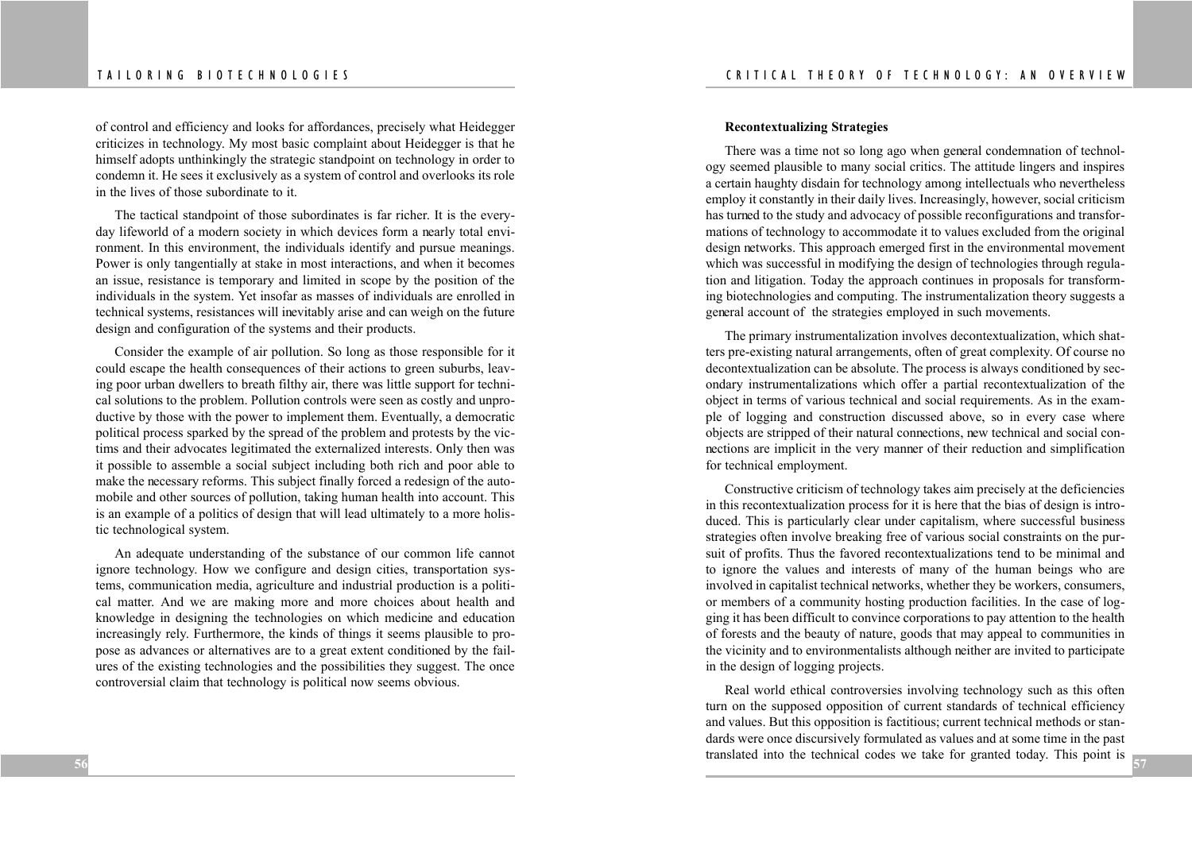of control and efficiency and looks for affordances, precisely what Heidegger criticizes in technology. My most basic complaint about Heidegger is that he himself adopts unthinkingly the strategic standpoint on technology in order to condemn it. He sees it exclusively as a system of control and overlooks its role in the lives of those subordinate to it.

The tactical standpoint of those subordinates is far richer. It is the everyday lifeworld of a modern society in which devices form a nearly total environment. In this environment, the individuals identify and pursue meanings. Power is only tangentially at stake in most interactions, and when it becomes an issue, resistance is temporary and limited in scope by the position of the individuals in the system. Yet insofar as masses of individuals are enrolled in technical systems, resistances will inevitably arise and can weigh on the future design and configuration of the systems and their products.

Consider the example of air pollution. So long as those responsible for it could escape the health consequences of their actions to green suburbs, leaving poor urban dwellers to breath filthy air, there was little support for technical solutions to the problem. Pollution controls were seen as costly and unproductive by those with the power to implement them. Eventually, a democratic political process sparked by the spread of the problem and protests by the victims and their advocates legitimated the externalized interests. Only then was it possible to assemble a social subject including both rich and poor able to make the necessary reforms. This subject finally forced a redesign of the automobile and other sources of pollution, taking human health into account. This is an example of a politics of design that will lead ultimately to a more holistic technological system.

An adequate understanding of the substance of our common life cannot ignore technology. How we configure and design cities, transportation systems, communication media, agriculture and industrial production is a political matter. And we are making more and more choices about health and knowledge in designing the technologies on which medicine and education increasingly rely. Furthermore, the kinds of things it seems plausible to propose as advances or alternatives are to a great extent conditioned by the failures of the existing technologies and the possibilities they suggest. The once controversial claim that technology is political now seems obvious.

### Recontextualizing Strategies

There was a time not so long ago when general condemnation of technology seemed plausible to many social critics. The attitude lingers and inspires a certain haughty disdain for technology among intellectuals who nevertheless employ it constantly in their daily lives. Increasingly, however, social criticism has turned to the study and advocacy of possible reconfigurations and transformations of technology to accommodate it to values excluded from the original design networks. This approach emerged first in the environmental movement which was successful in modifying the design of technologies through regulation and litigation. Today the approach continues in proposals for transforming biotechnologies and computing. The instrumentalization theory suggests a general account of the strategies employed in such movements.

The primary instrumentalization involves decontextualization, which shatters pre-existing natural arrangements, often of great complexity. Of course no decontextualization can be absolute. The process is always conditioned by secondary instrumentalizations which offer a partial recontextualization of the object in terms of various technical and social requirements. As in the example of logging and construction discussed above, so in every case where objects are stripped of their natural connections, new technical and social connections are implicit in the very manner of their reduction and simplification for technical employment.

Constructive criticism of technology takes aim precisely at the deficiencies in this recontextualization process for it is here that the bias of design is introduced. This is particularly clear under capitalism, where successful business strategies often involve breaking free of various social constraints on the pursuit of profits. Thus the favored recontextualizations tend to be minimal and to ignore the values and interests of many of the human beings who are involved in capitalist technical networks, whether they be workers, consumers, or members of a community hosting production facilities. In the case of logging it has been difficult to convince corporations to pay attention to the health of forests and the beauty of nature, goods that may appeal to communities in the vicinity and to environmentalists although neither are invited to participate in the design of logging projects.

Real world ethical controversies involving technology such as this often turn on the supposed opposition of current standards of technical efficiency and values. But this opposition is factitious; current technical methods or standards were once discursively formulated as values and at some time in the past translated into the technical codes we take for granted today. This point is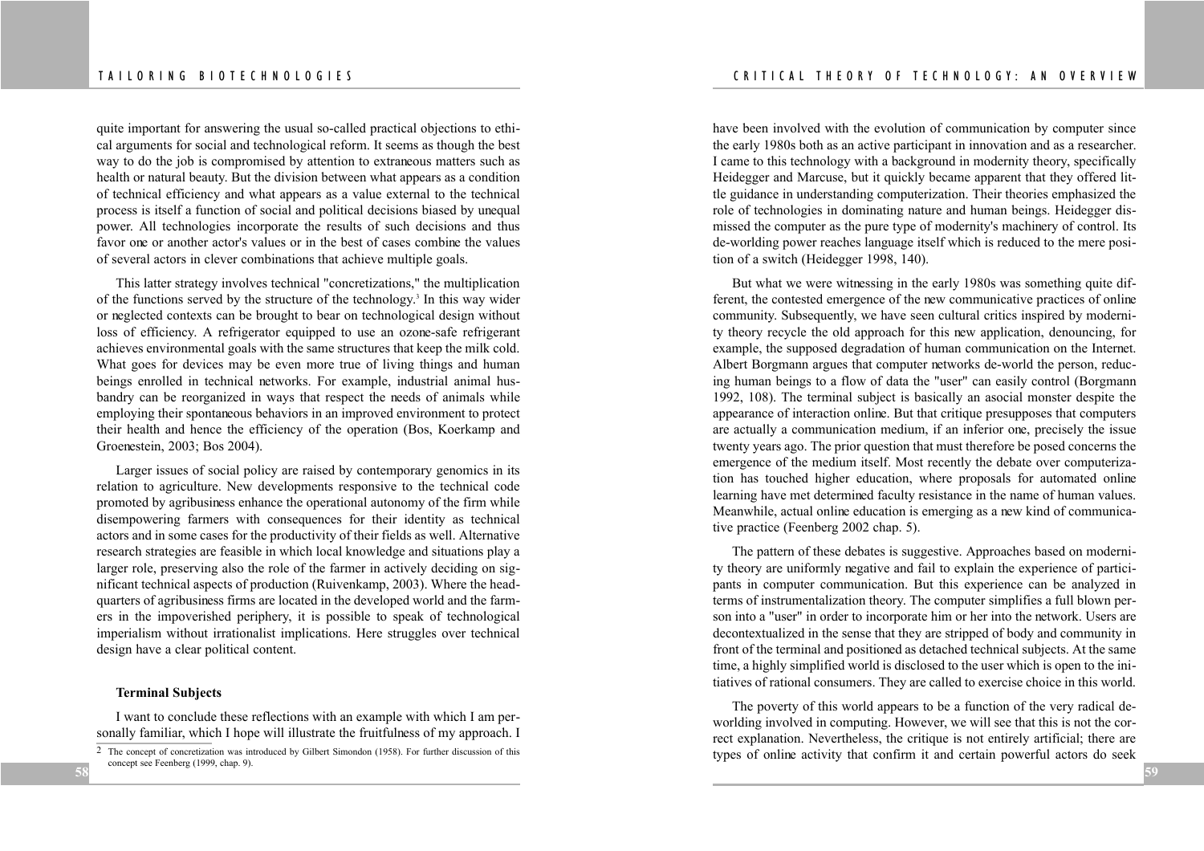quite important for answering the usual so-called practical objections to ethical arguments for social and technological reform. It seems as though the best way to do the job is compromised by attention to extraneous matters such as health or natural beauty. But the division between what appears as a condition of technical efficiency and what appears as a value external to the technical process is itself a function of social and political decisions biased by unequal power. All technologies incorporate the results of such decisions and thus favor one or another actor's values or in the best of cases combine the values of several actors in clever combinations that achieve multiple goals.

This latter strategy involves technical "concretizations," the multiplication of the functions served by the structure of the technology.[3] In this way wider or neglected contexts can be brought to bear on technological design without loss of efficiency. A refrigerator equipped to use an ozone-safe refrigerant achieves environmental goals with the same structures that keep the milk cold. What goes for devices may be even more true of living things and human beings enrolled in technical networks. For example, industrial animal husbandry can be reorganized in ways that respect the needs of animals while employing their spontaneous behaviors in an improved environment to protect their health and hence the efficiency of the operation (Bos, Koerkamp and Groenestein, 2003; Bos 2004).

Larger issues of social policy are raised by contemporary genomics in its relation to agriculture. New developments responsive to the technical code promoted by agribusiness enhance the operational autonomy of the firm while disempowering farmers with consequences for their identity as technical actors and in some cases for the productivity of their fields as well. Alternative research strategies are feasible in which local knowledge and situations play a larger role, preserving also the role of the farmer in actively deciding on significant technical aspects of production (Ruivenkamp, 2003). Where the headquarters of agribusiness firms are located in the developed world and the farmers in the impoverished periphery, it is possible to speak of technological imperialism without irrationalist implications. Here struggles over technical design have a clear political content.

### Terminal Subjects

I want to conclude these reflections with an example with which I am personally familiar, which I hope will illustrate the fruitfulness of my approach. I have been involved with the evolution of communication by computer since the early 1980s both as an active participant in innovation and as a researcher. I came to this technology with a background in modernity theory, specifically Heidegger and Marcuse, but it quickly became apparent that they offered little guidance in understanding computerization. Their theories emphasized the role of technologies in dominating nature and human beings. Heidegger dismissed the computer as the pure type of modernity's machinery of control. Its de-worlding power reaches language itself which is reduced to the mere position of a switch (Heidegger 1998, 140).

But what we were witnessing in the early 1980s was something quite different, the contested emergence of the new communicative practices of online community. Subsequently, we have seen cultural critics inspired by modernity theory recycle the old approach for this new application, denouncing, for example, the supposed degradation of human communication on the Internet. Albert Borgmann argues that computer networks de-world the person, reducing human beings to a flow of data the "user" can easily control (Borgmann 1992, 108). The terminal subject is basically an asocial monster despite the appearance of interaction online. But that critique presupposes that computers are actually a communication medium, if an inferior one, precisely the issue twenty years ago. The prior question that must therefore be posed concerns the emergence of the medium itself. Most recently the debate over computerization has touched higher education, where proposals for automated online learning have met determined faculty resistance in the name of human values. Meanwhile, actual online education is emerging as a new kind of communicative practice (Feenberg 2002 chap. 5).

The pattern of these debates is suggestive. Approaches based on modernity theory are uniformly negative and fail to explain the experience of participants in computer communication. But this experience can be analyzed in terms of instrumentalization theory. The computer simplifies a full blown person into a "user" in order to incorporate him or her into the network. Users are decontextualized in the sense that they are stripped of body and community in front of the terminal and positioned as detached technical subjects. At the same time, a highly simplified world is disclosed to the user which is open to the initiatives of rational consumers. They are called to exercise choice in this world.

The poverty of this world appears to be a function of the very radical deworlding involved in computing. However, we will see that this is not the correct explanation. Nevertheless, the critique is not entirely artificial; there are types of online activity that confirm it and certain powerful actors do seek

2 The concept of concretization was introduced by Gilbert Simondon (1958). For further discussion of this concept see Feenberg (1999, chap. 9).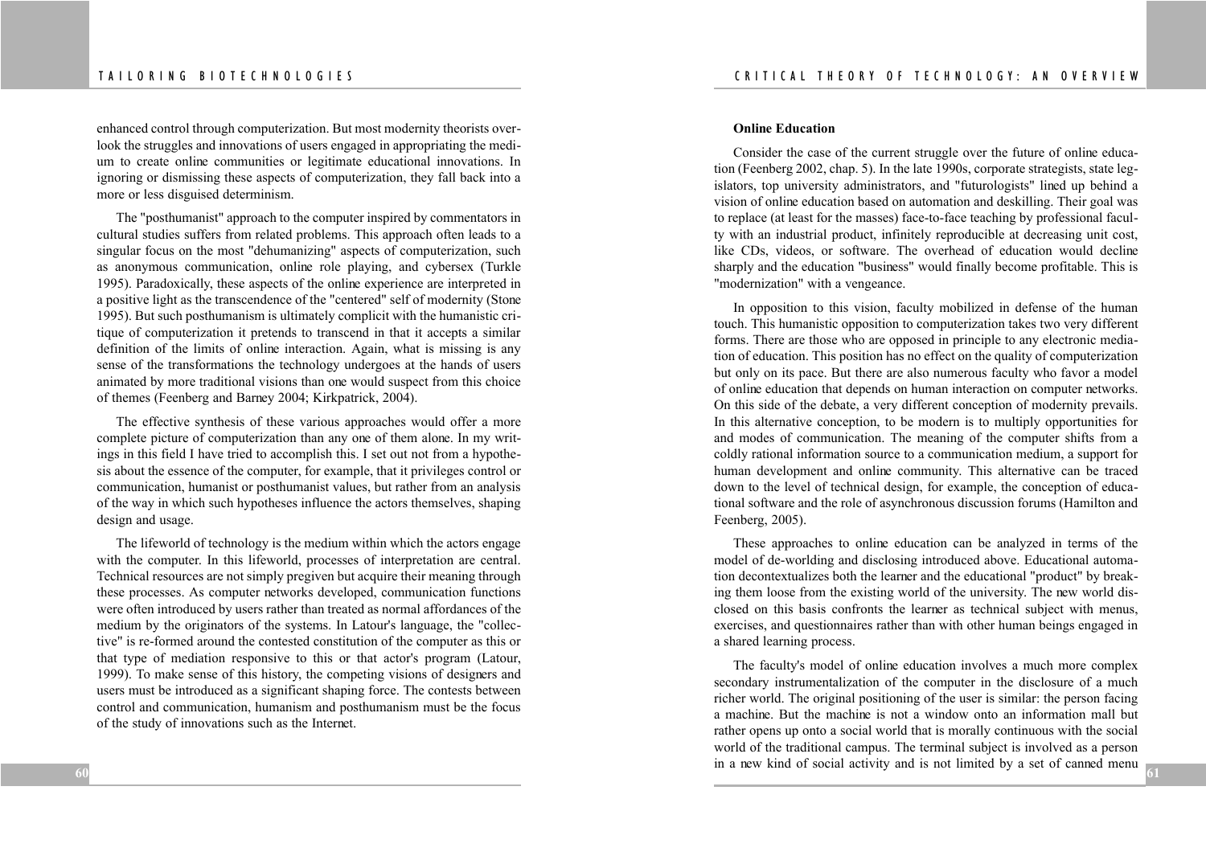enhanced control through computerization. But most modernity theorists overlook the struggles and innovations of users engaged in appropriating the medium to create online communities or legitimate educational innovations. In ignoring or dismissing these aspects of computerization, they fall back into a more or less disguised determinism.

The "posthumanist" approach to the computer inspired by commentators in cultural studies suffers from related problems. This approach often leads to a singular focus on the most "dehumanizing" aspects of computerization, such as anonymous communication, online role playing, and cybersex (Turkle 1995). Paradoxically, these aspects of the online experience are interpreted in a positive light as the transcendence of the "centered" self of modernity (Stone 1995). But such posthumanism is ultimately complicit with the humanistic critique of computerization it pretends to transcend in that it accepts a similar definition of the limits of online interaction. Again, what is missing is any sense of the transformations the technology undergoes at the hands of users animated by more traditional visions than one would suspect from this choice of themes (Feenberg and Barney 2004; Kirkpatrick, 2004).

The effective synthesis of these various approaches would offer a more complete picture of computerization than any one of them alone. In my writings in this field I have tried to accomplish this. I set out not from a hypothesis about the essence of the computer, for example, that it privileges control or communication, humanist or posthumanist values, but rather from an analysis of the way in which such hypotheses influence the actors themselves, shaping design and usage.

The lifeworld of technology is the medium within which the actors engage with the computer. In this lifeworld, processes of interpretation are central. Technical resources are not simply pregiven but acquire their meaning through these processes. As computer networks developed, communication functions were often introduced by users rather than treated as normal affordances of the medium by the originators of the systems. In Latour's language, the "collective" is re-formed around the contested constitution of the computer as this or that type of mediation responsive to this or that actor's program (Latour, 1999). To make sense of this history, the competing visions of designers and users must be introduced as a significant shaping force. The contests between control and communication, humanism and posthumanism must be the focus of the study of innovations such as the Internet.

**Online Education**

Consider the case of the current struggle over the future of online education (Feenberg 2002, chap. 5). In the late 1990s, corporate strategists, state legislators, top university administrators, and "futurologists" lined up behind a vision of online education based on automation and deskilling. Their goal was to replace (at least for the masses) face-to-face teaching by professional faculty with an industrial product, infinitely reproducible at decreasing unit cost, like CDs, videos, or software. The overhead of education would decline sharply and the education "business" would finally become profitable. This is "modernization" with a vengeance.

In opposition to this vision, faculty mobilized in defense of the human touch. This humanistic opposition to computerization takes two very different forms. There are those who are opposed in principle to any electronic mediation of education. This position has no effect on the quality of computerization but only on its pace. But there are also numerous faculty who favor a model of online education that depends on human interaction on computer networks. On this side of the debate, a very different conception of modernity prevails. In this alternative conception, to be modern is to multiply opportunities for and modes of communication. The meaning of the computer shifts from a coldly rational information source to a communication medium, a support for human development and online community. This alternative can be traced down to the level of technical design, for example, the conception of educational software and the role of asynchronous discussion forums (Hamilton and Feenberg, 2005).

These approaches to online education can be analyzed in terms of the model of de-worlding and disclosing introduced above. Educational automation decontextualizes both the learner and the educational "product" by breaking them loose from the existing world of the university. The new world disclosed on this basis confronts the learner as technical subject with menus, exercises, and questionnaires rather than with other human beings engaged in a shared learning process.

The faculty's model of online education involves a much more complex secondary instrumentalization of the computer in the disclosure of a much richer world. The original positioning of the user is similar: the person facing a machine. But the machine is not a window onto an information mall but rather opens up onto a social world that is morally continuous with the social world of the traditional campus. The terminal subject is involved as a person in a new kind of social activity and is not limited by a set of canned menu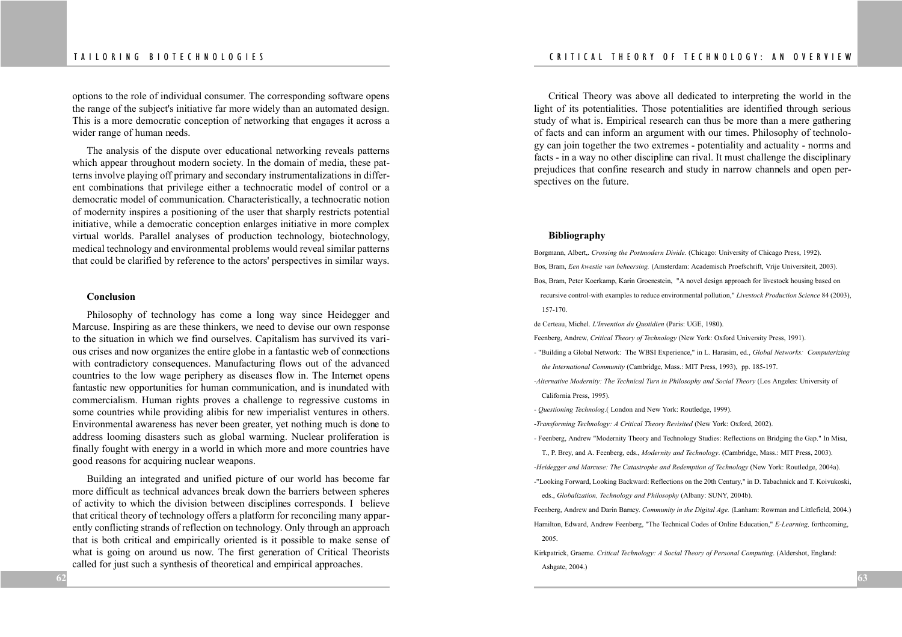options to the role of individual consumer. The corresponding software opens the range of the subject's initiative far more widely than an automated design. This is a more democratic conception of networking that engages it across a wider range of human needs.

The analysis of the dispute over educational networking reveals patterns which appear throughout modern society. In the domain of media, these patterns involve playing off primary and secondary instrumentalizations in different combinations that privilege either a technocratic model of control or a democratic model of communication. Characteristically, a technocratic notion of modernity inspires a positioning of the user that sharply restricts potential initiative, while a democratic conception enlarges initiative in more complex virtual worlds. Parallel analyses of production technology, biotechnology, medical technology and environmental problems would reveal similar patterns that could be clarified by reference to the actors' perspectives in similar ways.

### Conclusion

Philosophy of technology has come a long way since Heidegger and Marcuse. Inspiring as are these thinkers, we need to devise our own response to the situation in which we find ourselves. Capitalism has survived its various crises and now organizes the entire globe in a fantastic web of connections with contradictory consequences. Manufacturing flows out of the advanced countries to the low wage periphery as diseases flow in. The Internet opens fantastic new opportunities for human communication, and is inundated with commercialism. Human rights proves a challenge to regressive customs in some countries while providing alibis for new imperialist ventures in others. Environmental awareness has never been greater, yet nothing much is done to address looming disasters such as global warming. Nuclear proliferation is finally fought with energy in a world in which more and more countries have good reasons for acquiring nuclear weapons.

Building an integrated and unified picture of our world has become far more difficult as technical advances break down the barriers between spheres of activity to which the division between disciplines corresponds. I believe that critical theory of technology offers a platform for reconciling many apparently conflicting strands of reflection on technology. Only through an approach that is both critical and empirically oriented is it possible to make sense of what is going on around us now. The first generation of Critical Theorists called for just such a synthesis of theoretical and empirical approaches.

Critical Theory was above all dedicated to interpreting the world in the light of its potentialities. Those potentialities are identified through serious study of what is. Empirical research can thus be more than a mere gathering of facts and can inform an argument with our times. Philosophy of technology can join together the two extremes - potentiality and actuality - norms and facts - in a way no other discipline can rival. It must challenge the disciplinary prejudices that confine research and study in narrow channels and open perspectives on the future.

### Bibliography

Borgmann, Albert,. *Crossing the Postmodern Divide.* (Chicago: University of Chicago Press, 1992).

Bos, Bram, *Een kwestie van beheersing.* (Amsterdam: Academisch Proefschrift, Vrije Universiteit, 2003).

Bos, Bram, Peter Koerkamp, Karin Groenestein, "A novel design approach for livestock housing based on recursive control-with examples to reduce environmental pollution," *Livestock Production Science* 84 (2003), 157-170.

de Certeau, Michel. *L'Invention du Quotidien* (Paris: UGE, 1980).

Feenberg, Andrew, *Critical Theory of Technology* (New York: Oxford University Press, 1991).

- "Building a Global Network: The WBSI Experience," in L. Harasim, ed., *Global Networks: Computerizing the International Community* (Cambridge, Mass.: MIT Press, 1993), pp. 185-197.

-*Alternative Modernity: The Technical Turn in Philosophy and Social Theory* (Los Angeles: University of California Press, 1995).

- *Questioning Technolog*.( London and New York: Routledge, 1999).

-*Transforming Technology: A Critical Theory Revisited* (New York: Oxford, 2002).

- Feenberg, Andrew "Modernity Theory and Technology Studies: Reflections on Bridging the Gap." In Misa, T., P. Brey, and A. Feenberg, eds., *Modernity and Technology*. (Cambridge, Mass.: MIT Press, 2003).

-*Heidegger and Marcuse: The Catastrophe and Redemption of Technology* (New York: Routledge, 2004a).

-"Looking Forward, Looking Backward: Reflections on the 20th Century," in D. Tabachnick and T. Koivukoski, eds., *Globalization, Technology and Philosophy* (Albany: SUNY, 2004b).

Feenberg, Andrew and Darin Barney. *Community in the Digital Age.* (Lanham: Rowman and Littlefield, 2004.)

Hamilton, Edward, Andrew Feenberg, "The Technical Codes of Online Education," *E-Learning,* forthcoming, 2005.

Kirkpatrick, Graeme. *Critical Technology: A Social Theory of Personal Computing*. (Aldershot, England: Ashgate, 2004.)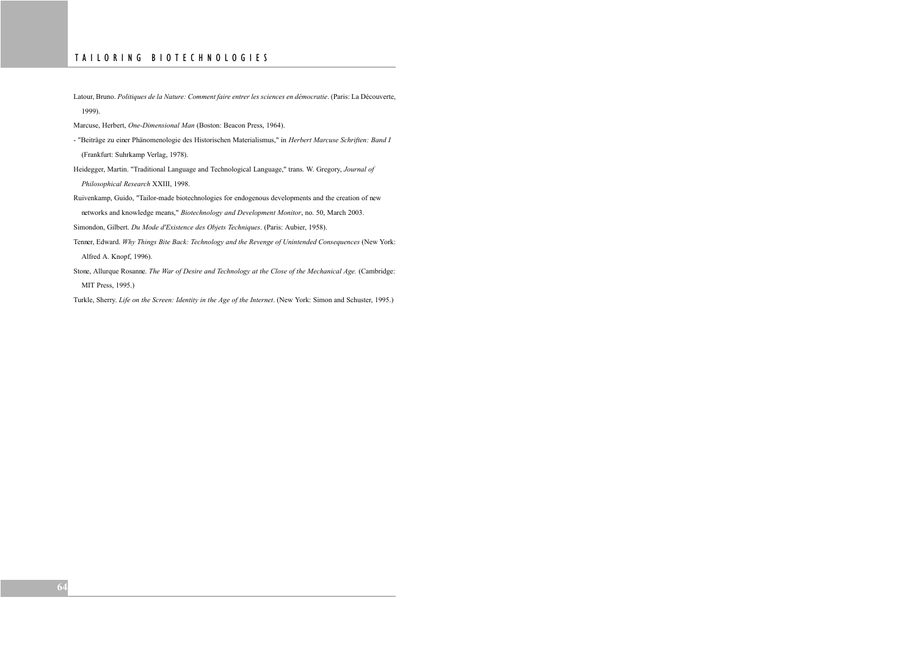Latour, Bruno. *Politiques de la Nature: Comment faire entrer les sciences en démocratie*. (Paris: La Découverte, 1999).

Marcuse, Herbert, *One-Dimensional Man* (Boston: Beacon Press, 1964).

- "Beiträge zu einer Phänomenologie des Historischen Materialismus," in *Herbert Marcuse Schriften: Band I* (Frankfurt: Suhrkamp Verlag, 1978).

Heidegger, Martin. "Traditional Language and Technological Language," trans. W. Gregory, *Journal of Philosophical Research* XXIII, 1998.

Ruivenkamp, Guido, "Tailor-made biotechnologies for endogenous developments and the creation of new networks and knowledge means," *Biotechnology and Development Monitor*, no. 50, March 2003.

Simondon, Gilbert. *Du Mode d'Existence des Objets Techniques*. (Paris: Aubier, 1958).

Tenner, Edward. *Why Things Bite Back: Technology and the Revenge of Unintended Consequences* (New York: Alfred A. Knopf, 1996).

Stone, Allurque Rosanne. *The War of Desire and Technology at the Close of the Mechanical Age.* (Cambridge: MIT Press, 1995.)

Turkle, Sherry. *Life on the Screen: Identity in the Age of the Internet*. (New York: Simon and Schuster, 1995.)